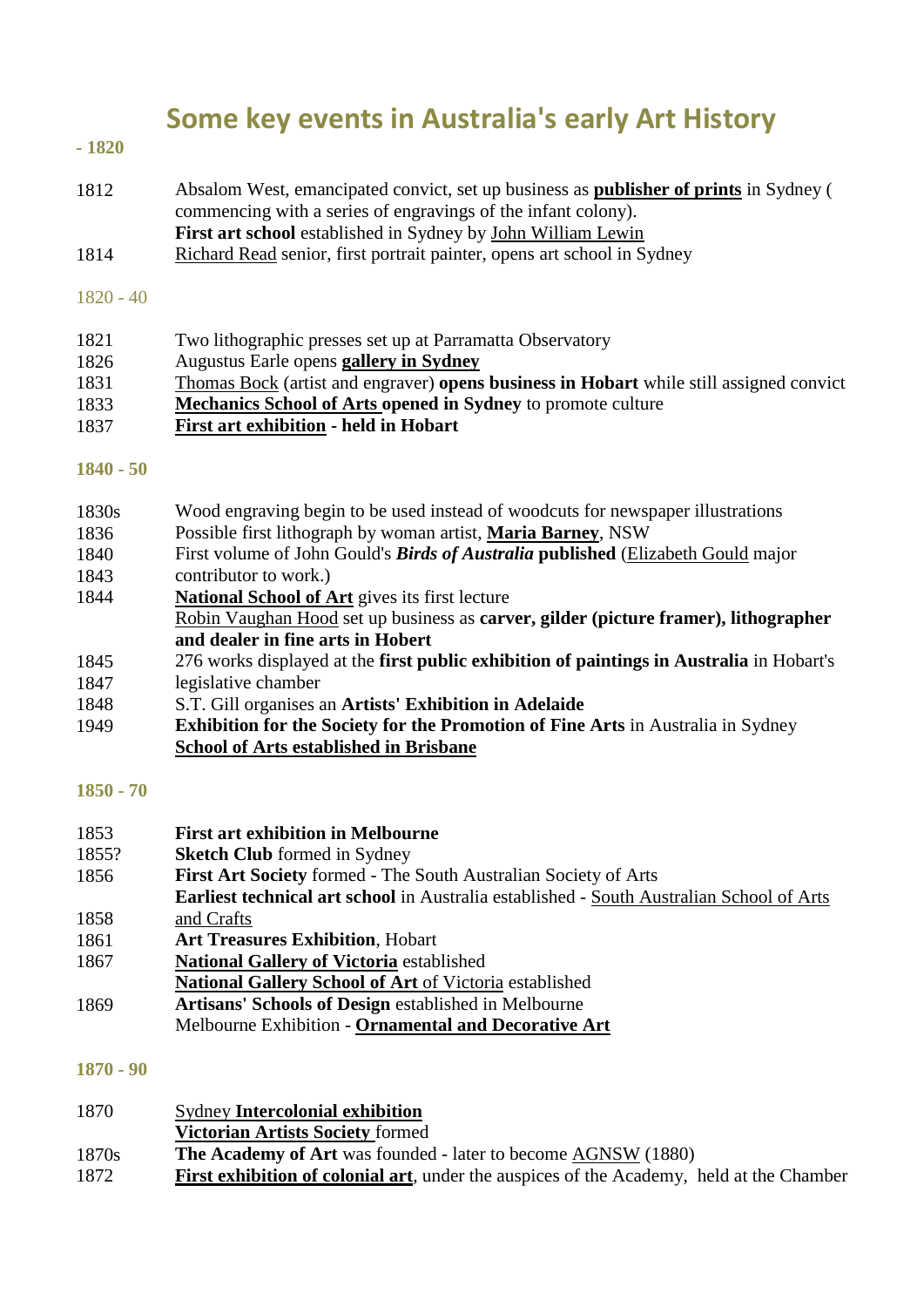# Some key events in Australia's early Art History

**- 1820**

1812 — Absalom West, emancipated convict, set up business as **publisher of prints** in Sydney ( commencing with a series of engravings of the infant colony).
**First art school** established in Sydney by John William Lewin

1814 — Richard Read senior, first portrait painter, opens art school in Sydney

1820 - 40

1821 — Two lithographic presses set up at Parramatta Observatory

1826 — Augustus Earle opens **gallery in Sydney**

1831 — Thomas Bock (artist and engraver) **opens business in Hobart** while still assigned convict

1833 — **Mechanics School of Arts opened in Sydney** to promote culture

1837 — **First art exhibition - held in Hobart**

**1840 - 50**

1830s — Wood engraving begin to be used instead of woodcuts for newspaper illustrations

1836 — Possible first lithograph by woman artist, **Maria Barney**, NSW

1840 — First volume of John Gould's ***Birds of Australia*** **published** (Elizabeth Gould major contributor to work.)

1843 — **National School of Art** gives its first lecture

1844 — Robin Vaughan Hood set up business as **carver, gilder (picture framer), lithographer and dealer in fine arts in Hobart**

1845 — 276 works displayed at the **first public exhibition of paintings in Australia** in Hobart's legislative chamber

1847 — S.T. Gill organises an **Artists' Exhibition in Adelaide**

1848 — **Exhibition for the Society for the Promotion of Fine Arts** in Australia in Sydney

1949 — **School of Arts established in Brisbane**

**1850 - 70**

1853 — **First art exhibition in Melbourne**

1855? — **Sketch Club** formed in Sydney

1856 — **First Art Society** formed - The South Australian Society of Arts
**Earliest technical art school** in Australia established - South Australian School of Arts and Crafts

1858 — **Art Treasures Exhibition**, Hobart

1861 — **National Gallery of Victoria** established

1867 — **National Gallery School of Art** of Victoria established
**Artisans' Schools of Design** established in Melbourne

1869 — Melbourne Exhibition - **Ornamental and Decorative Art**

**1870 - 90**

1870 — Sydney **Intercolonial exhibition**
**Victorian Artists Society** formed

1870s — **The Academy of Art** was founded - later to become AGNSW (1880)

1872 — **First exhibition of colonial art**, under the auspices of the Academy, held at the Chamber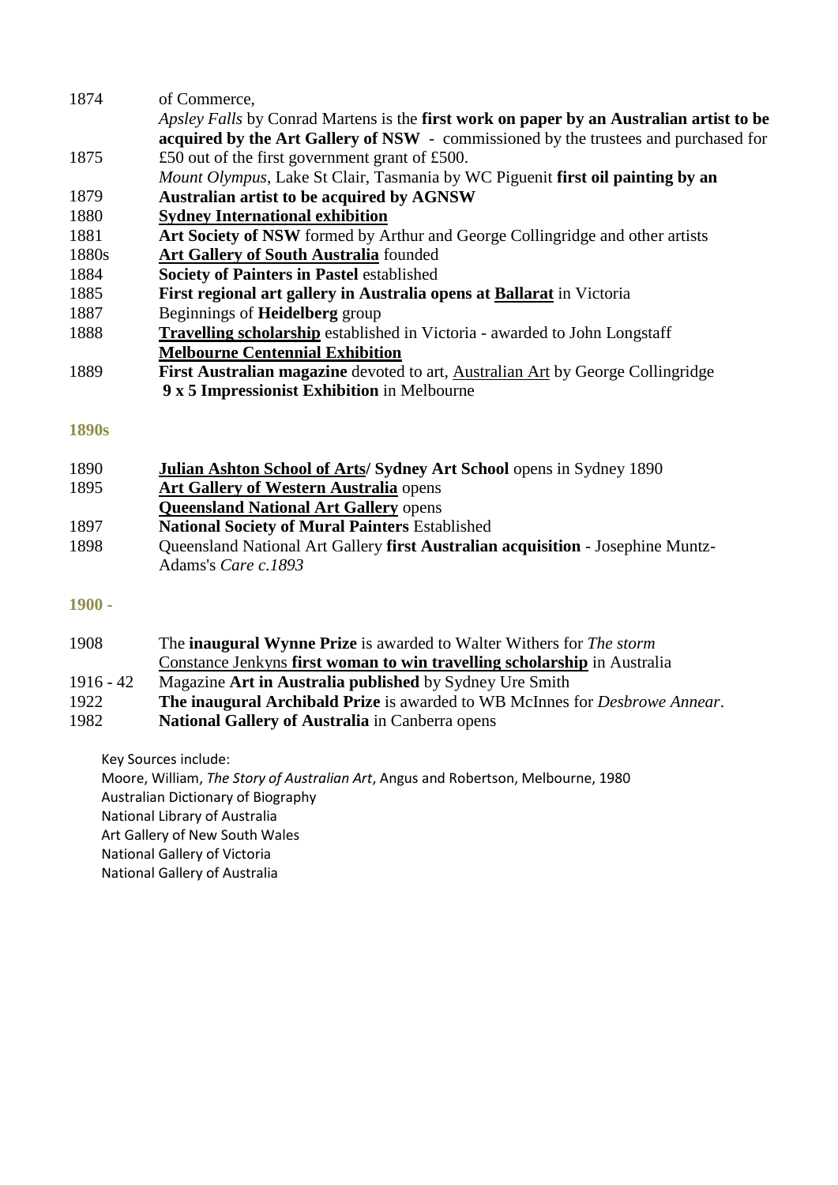| | |
|---|---|
| 1874 | of Commerce, |
| | *Apsley Falls* by Conrad Martens is the **first work on paper by an Australian artist to be acquired by the Art Gallery of NSW** - commissioned by the trustees and purchased for |
| 1875 | £50 out of the first government grant of £500. |
| | *Mount Olympus*, Lake St Clair, Tasmania by WC Piguenit **first oil painting by an** |
| 1879 | **Australian artist to be acquired by AGNSW** |
| 1880 | **Sydney International exhibition** |
| 1881 | **Art Society of NSW** formed by Arthur and George Collingridge and other artists |
| 1880s | **Art Gallery of South Australia** founded |
| 1884 | **Society of Painters in Pastel** established |
| 1885 | **First regional art gallery in Australia opens at Ballarat** in Victoria |
| 1887 | Beginnings of **Heidelberg** group |
| 1888 | **Travelling scholarship** established in Victoria - awarded to John Longstaff |
| | **Melbourne Centennial Exhibition** |
| 1889 | **First Australian magazine** devoted to art, Australian Art by George Collingridge |
| | **9 x 5 Impressionist Exhibition** in Melbourne |

## 1890s

| | |
|---|---|
| 1890 | **Julian Ashton School of Arts/ Sydney Art School** opens in Sydney 1890 |
| 1895 | **Art Gallery of Western Australia** opens |
| | **Queensland National Art Gallery** opens |
| 1897 | **National Society of Mural Painters** Established |
| 1898 | Queensland National Art Gallery **first Australian acquisition** - Josephine Muntz-Adams's *Care c.1893* |

## 1900 -

| | |
|---|---|
| 1908 | The **inaugural Wynne Prize** is awarded to Walter Withers for *The storm* |
| | Constance Jenkyns **first woman to win travelling scholarship** in Australia |
| 1916 - 42 | Magazine **Art in Australia published** by Sydney Ure Smith |
| 1922 | **The inaugural Archibald Prize** is awarded to WB McInnes for *Desbrowe Annear*. |
| 1982 | **National Gallery of Australia** in Canberra opens |

Key Sources include:
Moore, William, *The Story of Australian Art*, Angus and Robertson, Melbourne, 1980
Australian Dictionary of Biography
National Library of Australia
Art Gallery of New South Wales
National Gallery of Victoria
National Gallery of Australia